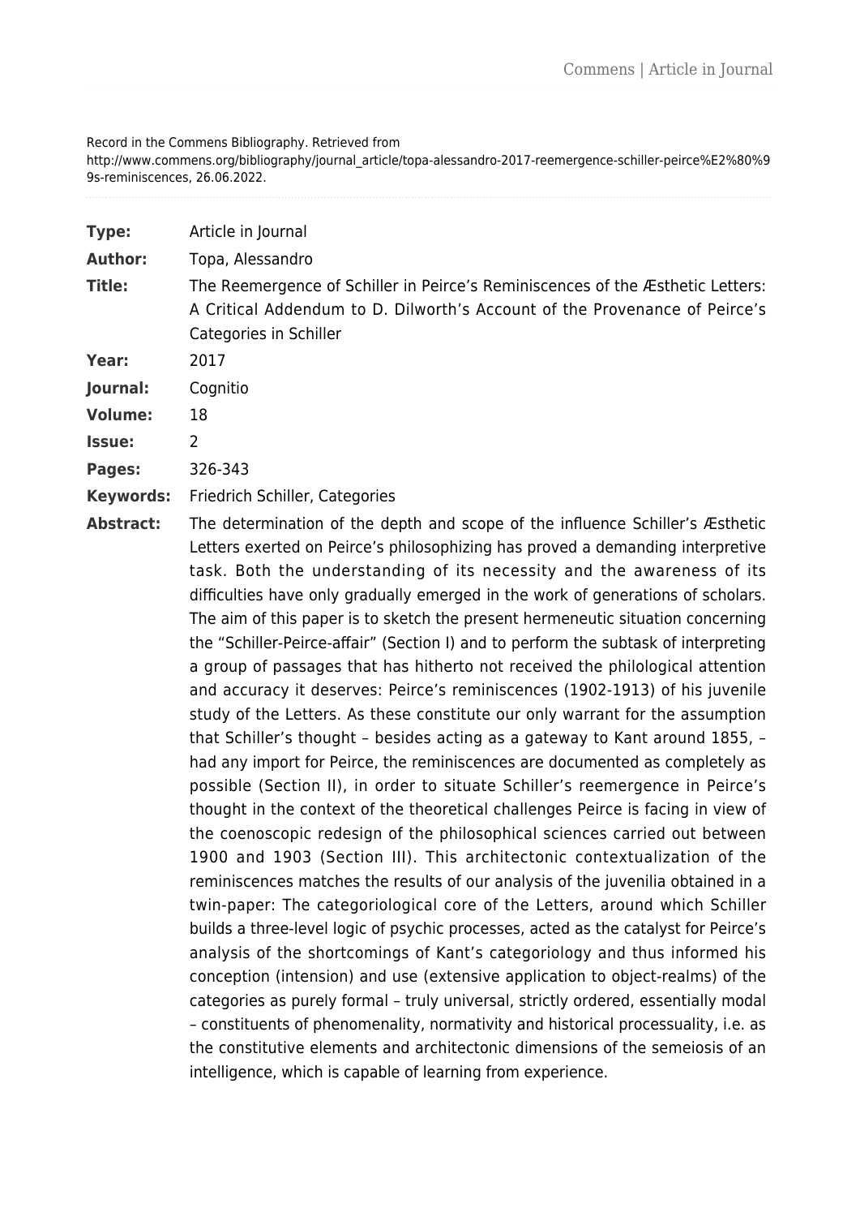Record in the Commens Bibliography. Retrieved from http://www.commens.org/bibliography/journal_article/topa-alessandro-2017-reemergence-schiller-peirce%E2%80%99s-reminiscences, 26.06.2022.

| | |
|---|---|
| **Type:** | Article in Journal |
| **Author:** | Topa, Alessandro |
| **Title:** | The Reemergence of Schiller in Peirce's Reminiscences of the Æsthetic Letters: A Critical Addendum to D. Dilworth's Account of the Provenance of Peirce's Categories in Schiller |
| **Year:** | 2017 |
| **Journal:** | Cognitio |
| **Volume:** | 18 |
| **Issue:** | 2 |
| **Pages:** | 326-343 |
| **Keywords:** | Friedrich Schiller, Categories |
| **Abstract:** | The determination of the depth and scope of the influence Schiller's Æsthetic Letters exerted on Peirce's philosophizing has proved a demanding interpretive task. Both the understanding of its necessity and the awareness of its difficulties have only gradually emerged in the work of generations of scholars. The aim of this paper is to sketch the present hermeneutic situation concerning the "Schiller-Peirce-affair" (Section I) and to perform the subtask of interpreting a group of passages that has hitherto not received the philological attention and accuracy it deserves: Peirce's reminiscences (1902-1913) of his juvenile study of the Letters. As these constitute our only warrant for the assumption that Schiller's thought – besides acting as a gateway to Kant around 1855, – had any import for Peirce, the reminiscences are documented as completely as possible (Section II), in order to situate Schiller's reemergence in Peirce's thought in the context of the theoretical challenges Peirce is facing in view of the coenoscopic redesign of the philosophical sciences carried out between 1900 and 1903 (Section III). This architectonic contextualization of the reminiscences matches the results of our analysis of the juvenilia obtained in a twin-paper: The categoriological core of the Letters, around which Schiller builds a three-level logic of psychic processes, acted as the catalyst for Peirce's analysis of the shortcomings of Kant's categoriology and thus informed his conception (intension) and use (extensive application to object-realms) of the categories as purely formal – truly universal, strictly ordered, essentially modal – constituents of phenomenality, normativity and historical processuality, i.e. as the constitutive elements and architectonic dimensions of the semeiosis of an intelligence, which is capable of learning from experience. |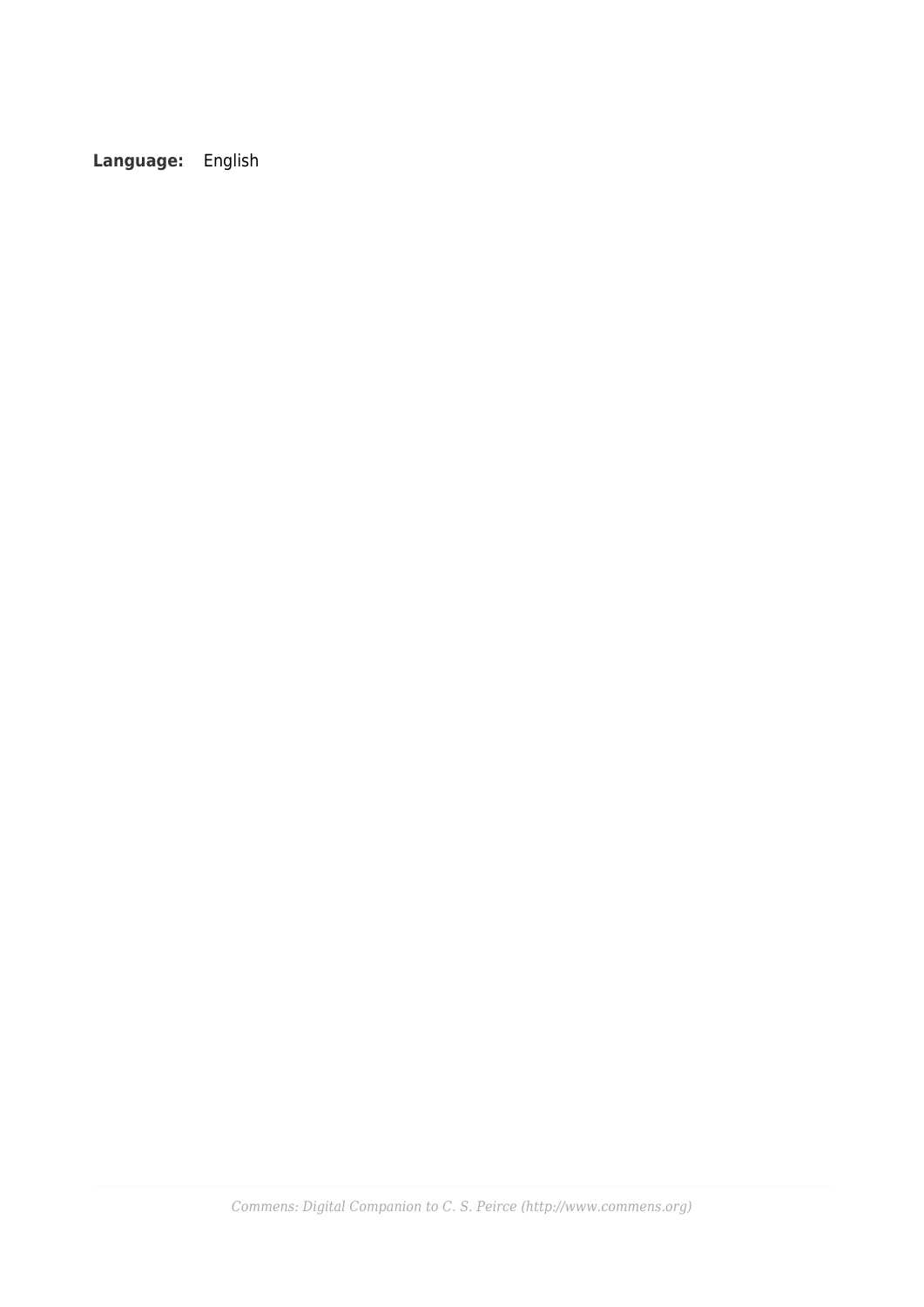**Language:** English